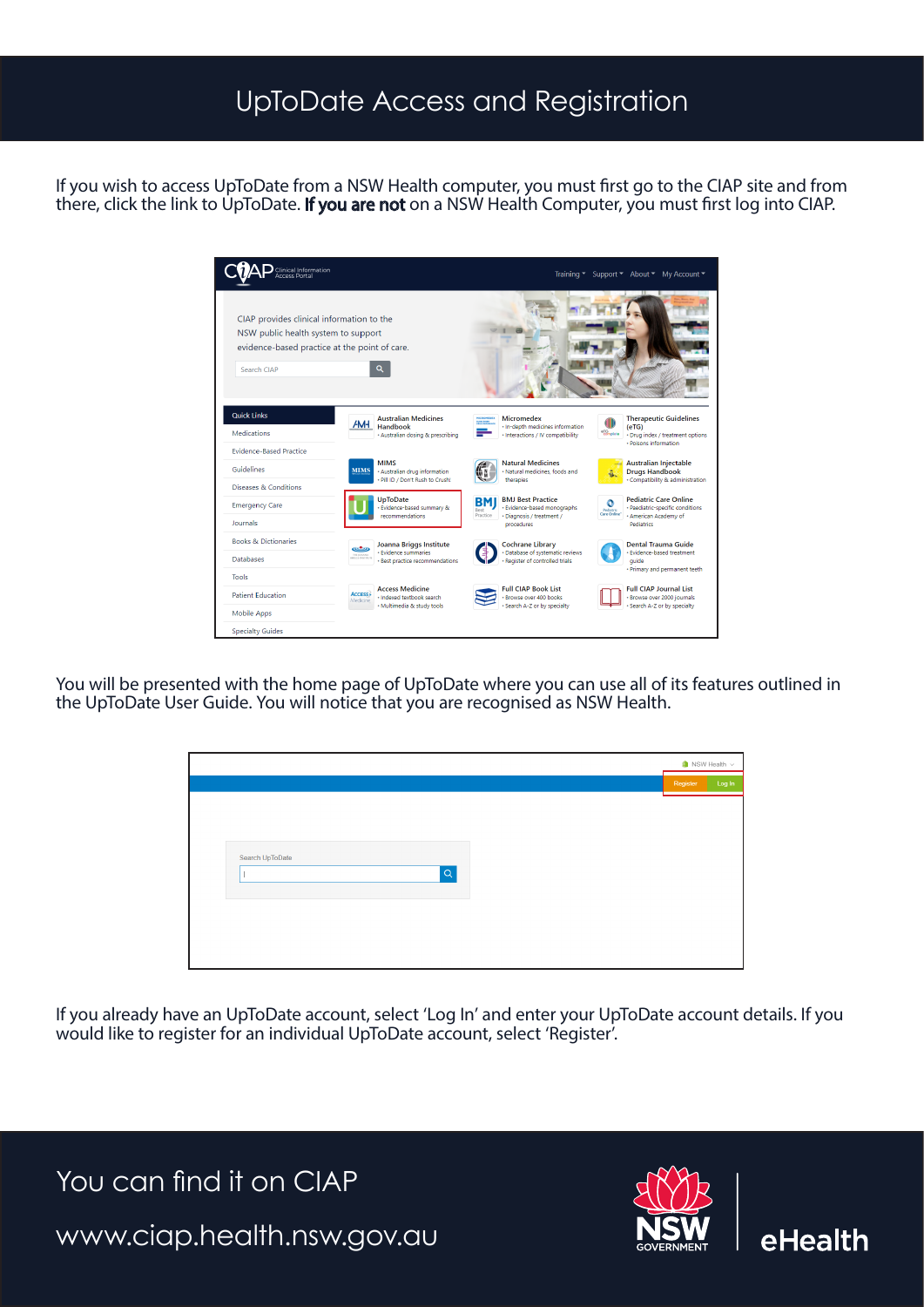# UpToDate Access and Registration

If you wish to access UpToDate from a NSW Health computer, you must first go to the CIAP site and from there, click the link to UpToDate. **If you are not** on a NSW Health Computer, you must first log into CIAP.

You will be presented with the home page of UpToDate where you can use all of its features outlined in the UpToDate User Guide. You will notice that you are recognised as NSW Health.

If you already have an UpToDate account, select 'Log In' and enter your UpToDate account details. If you would like to register for an individual UpToDate account, select 'Register'.

You can find it on CIAP

www.ciap.health.nsw.gov.au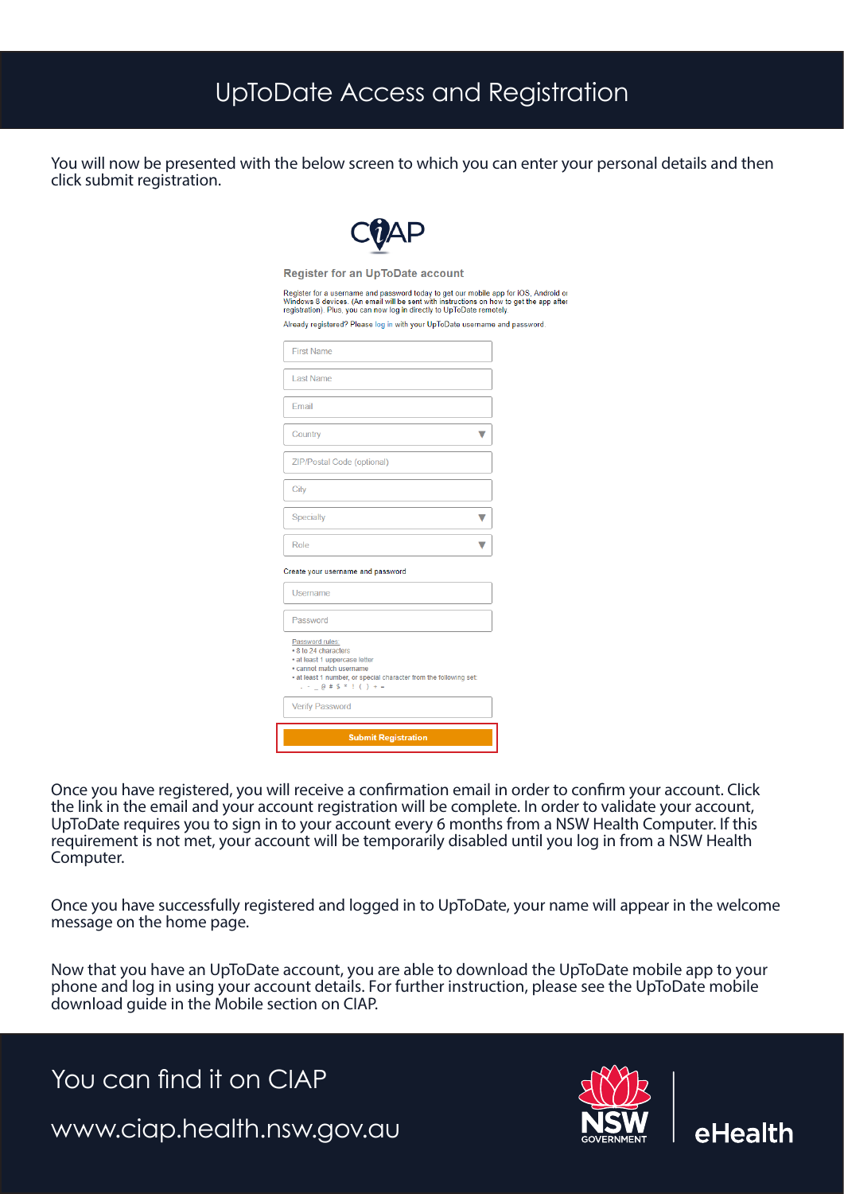# UpToDate Access and Registration

You will now be presented with the below screen to which you can enter your personal details and then click submit registration.

CIAP

**Register for an UpToDate account**

Register for a username and password today to get our mobile app for iOS, Android or Windows 8 devices. (An email will be sent with instructions on how to get the app after registration). Plus, you can now log in directly to UpToDate remotely.

Already registered? Please log in with your UpToDate username and password.

First Name

Last Name

Email

Country

ZIP/Postal Code (optional)

City

Specialty

Role

Create your username and password

Username

Password

Password rules:
- 8 to 24 characters
- at least 1 uppercase letter
- cannot match username
- at least 1 number, or special character from the following set: . - _ @ # $ * ! ( ) + =

Verify Password

Submit Registration

Once you have registered, you will receive a confirmation email in order to confirm your account. Click the link in the email and your account registration will be complete. In order to validate your account, UpToDate requires you to sign in to your account every 6 months from a NSW Health Computer. If this requirement is not met, your account will be temporarily disabled until you log in from a NSW Health Computer.

Once you have successfully registered and logged in to UpToDate, your name will appear in the welcome message on the home page.

Now that you have an UpToDate account, you are able to download the UpToDate mobile app to your phone and log in using your account details. For further instruction, please see the UpToDate mobile download guide in the Mobile section on CIAP.

You can find it on CIAP

www.ciap.health.nsw.gov.au

NSW GOVERNMENT | eHealth